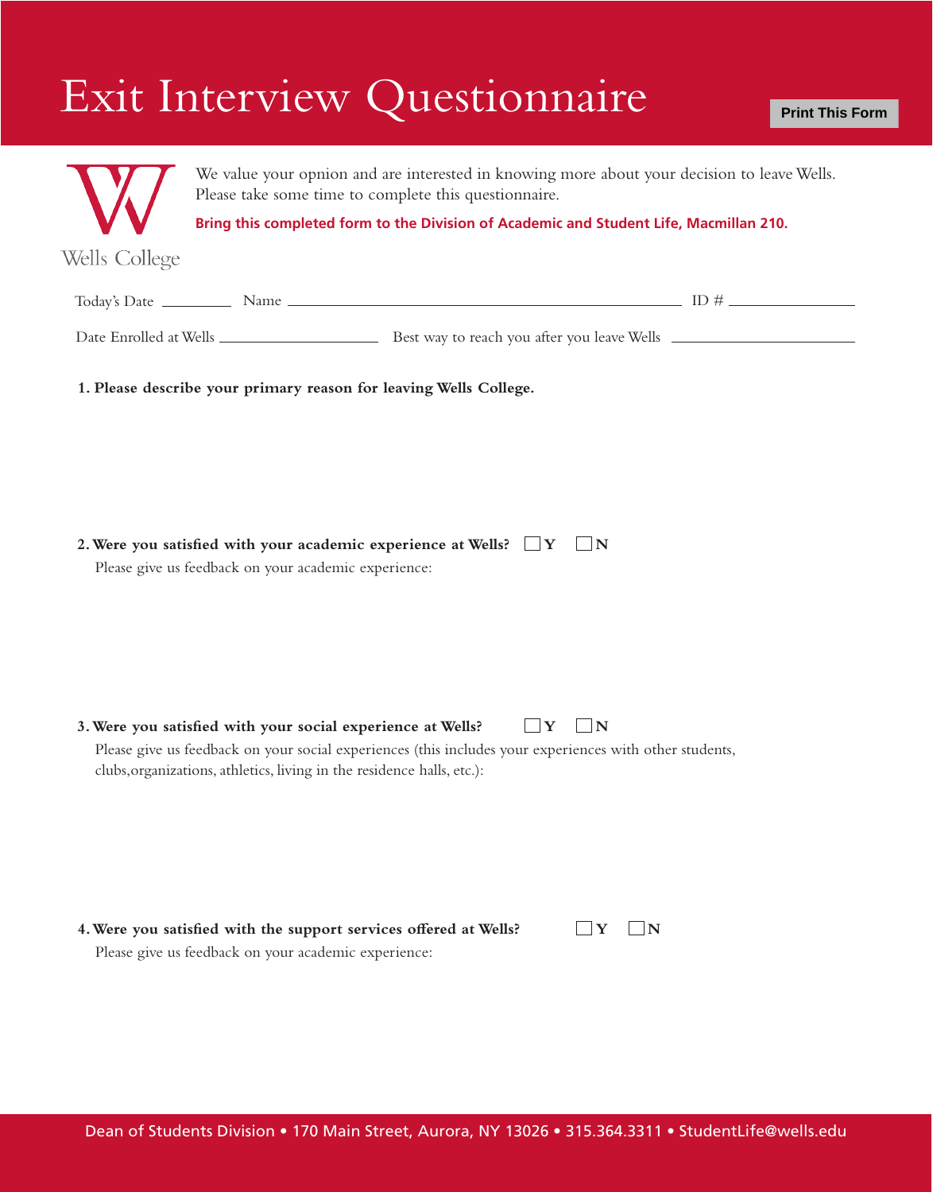# Exit Interview Questionnaire

Print This Form

Wells College

We value your opnion and are interested in knowing more about your decision to leave Wells. Please take some time to complete this questionnaire.

**Bring this completed form to the Division of Academic and Student Life, Macmillan 210.**

Today's Date \_\_\_\_\_\_\_\_ Name \_\_\_\_\_\_\_\_\_\_\_\_\_\_\_\_\_\_\_\_\_\_\_\_\_\_\_\_\_\_\_\_\_\_\_\_\_\_\_\_ ID # \_\_\_\_\_\_\_\_\_\_\_\_\_\_

Date Enrolled at Wells \_\_\_\_\_\_\_\_\_\_\_\_\_\_\_\_ Best way to reach you after you leave Wells \_\_\_\_\_\_\_\_\_\_\_\_\_\_\_\_\_\_\_\_

**1. Please describe your primary reason for leaving Wells College.**

**2. Were you satisfied with your academic experience at Wells?** ☐ **Y** ☐ **N**

Please give us feedback on your academic experience:

**3. Were you satisfied with your social experience at Wells?** ☐ **Y** ☐ **N**

Please give us feedback on your social experiences (this includes your experiences with other students, clubs,organizations, athletics, living in the residence halls, etc.):

**4. Were you satisfied with the support services offered at Wells?** ☐ **Y** ☐ **N**

Please give us feedback on your academic experience:

Dean of Students Division • 170 Main Street, Aurora, NY 13026 • 315.364.3311 • StudentLife@wells.edu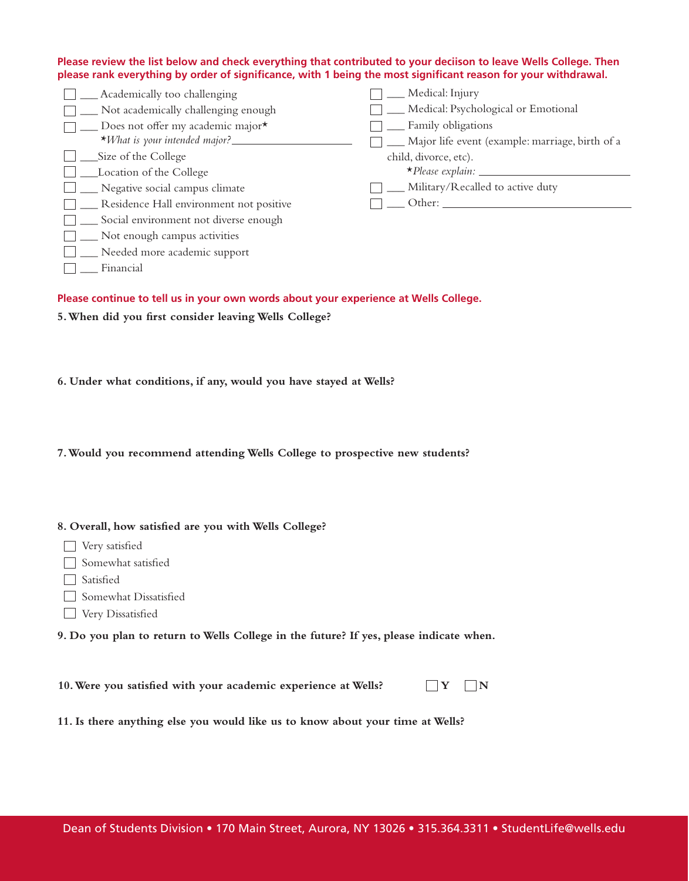**Please review the list below and check everything that contributed to your deciison to leave Wells College. Then please rank everything by order of significance, with 1 being the most significant reason for your withdrawal.**

- ☐ ___ Academically too challenging
- ☐ ___ Not academically challenging enough
- ☐ ___ Does not offer my academic major*
  *What is your intended major?* ________________
- ☐ ___Size of the College
- ☐ ___Location of the College
- ☐ ___ Negative social campus climate
- ☐ ___ Residence Hall environment not positive
- ☐ ___ Social environment not diverse enough
- ☐ ___ Not enough campus activities
- ☐ ___ Needed more academic support
- ☐ ___ Financial
- ☐ ___ Medical: Injury
- ☐ ___ Medical: Psychological or Emotional
- ☐ ___ Family obligations
- ☐ ___ Major life event (example: marriage, birth of a child, divorce, etc).
  **Please explain:* ________________
- ☐ ___ Military/Recalled to active duty
- ☐ ___ Other: ________________

**Please continue to tell us in your own words about your experience at Wells College.**

**5. When did you first consider leaving Wells College?**

**6. Under what conditions, if any, would you have stayed at Wells?**

**7. Would you recommend attending Wells College to prospective new students?**

**8. Overall, how satisfied are you with Wells College?**

- ☐ Very satisfied
- ☐ Somewhat satisfied
- ☐ Satisfied
- ☐ Somewhat Dissatisfied
- ☐ Very Dissatisfied

**9. Do you plan to return to Wells College in the future? If yes, please indicate when.**

**10. Were you satisfied with your academic experience at Wells?** ☐ **Y** ☐ **N**

**11. Is there anything else you would like us to know about your time at Wells?**

Dean of Students Division • 170 Main Street, Aurora, NY 13026 • 315.364.3311 • StudentLife@wells.edu